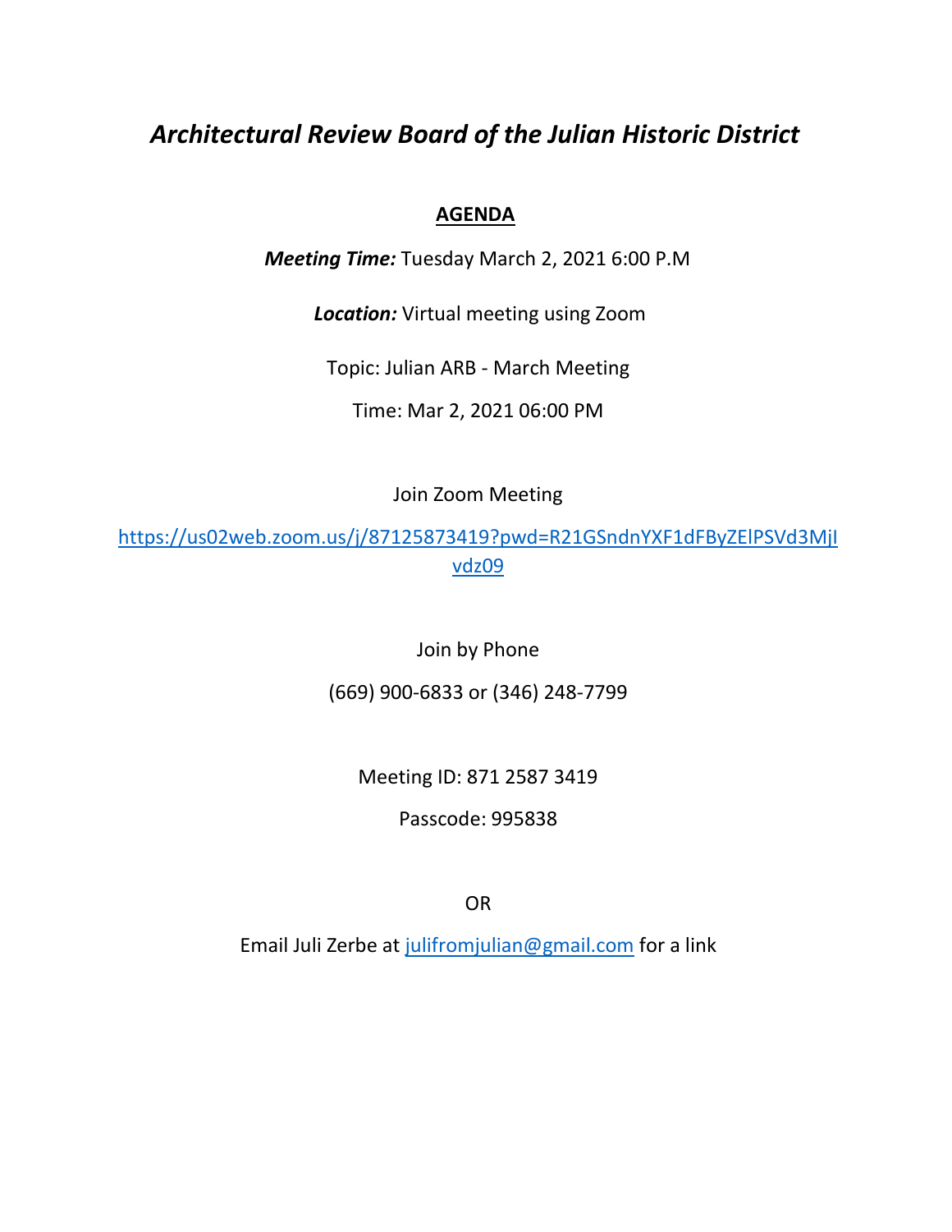# *Architectural Review Board of the Julian Historic District*

**AGENDA**

***Meeting Time:*** Tuesday March 2, 2021 6:00 P.M

***Location:*** Virtual meeting using Zoom

Topic: Julian ARB - March Meeting

Time: Mar 2, 2021 06:00 PM

Join Zoom Meeting

https://us02web.zoom.us/j/87125873419?pwd=R21GSndnYXF1dFByZElPSVd3MjIvdz09

Join by Phone

(669) 900-6833 or (346) 248-7799

Meeting ID: 871 2587 3419

Passcode: 995838

OR

Email Juli Zerbe at julifromjulian@gmail.com for a link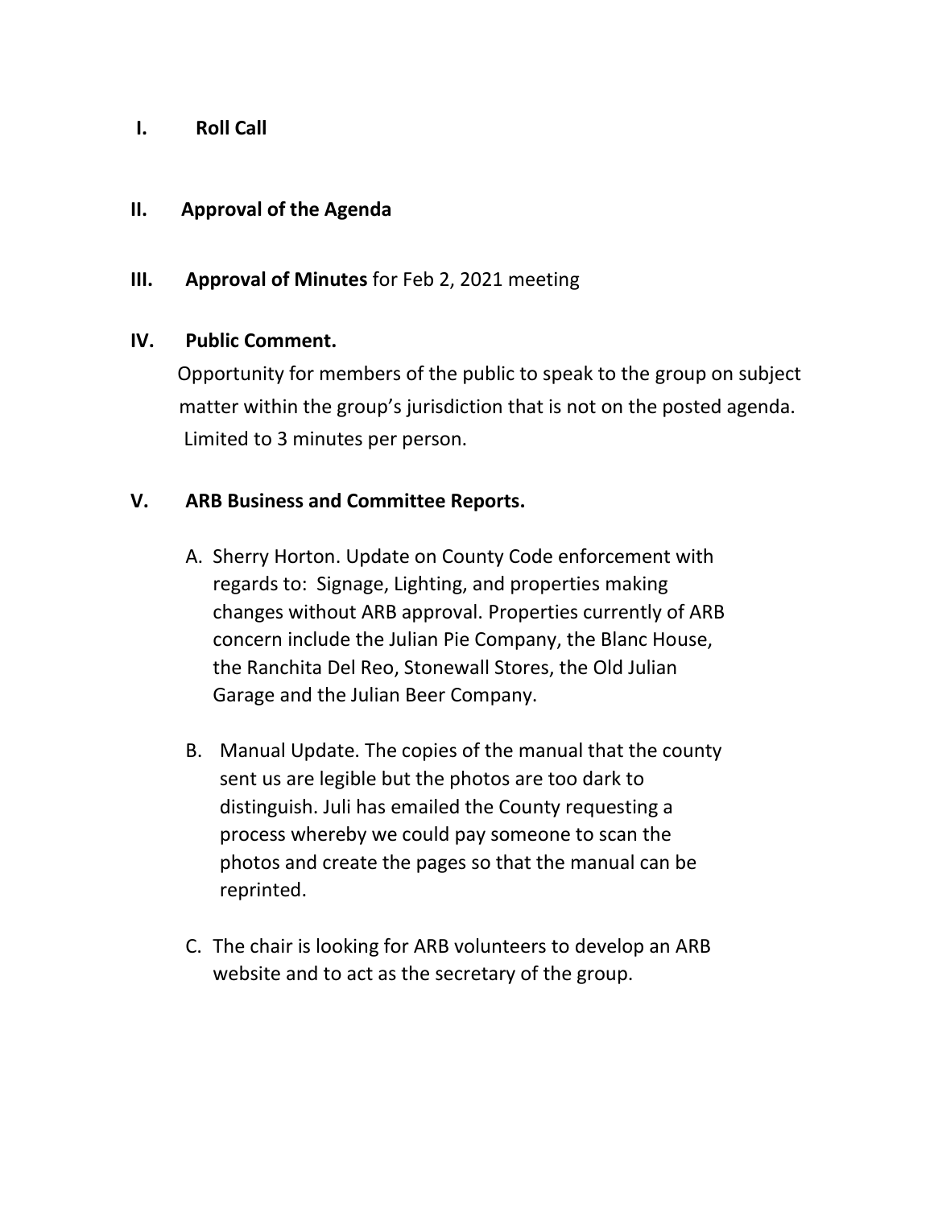I. **Roll Call**

II. **Approval of the Agenda**

III. **Approval of Minutes** for Feb 2, 2021 meeting

IV. **Public Comment.**

Opportunity for members of the public to speak to the group on subject matter within the group's jurisdiction that is not on the posted agenda. Limited to 3 minutes per person.

V. **ARB Business and Committee Reports.**

A. Sherry Horton. Update on County Code enforcement with regards to: Signage, Lighting, and properties making changes without ARB approval. Properties currently of ARB concern include the Julian Pie Company, the Blanc House, the Ranchita Del Reo, Stonewall Stores, the Old Julian Garage and the Julian Beer Company.

B. Manual Update. The copies of the manual that the county sent us are legible but the photos are too dark to distinguish. Juli has emailed the County requesting a process whereby we could pay someone to scan the photos and create the pages so that the manual can be reprinted.

C. The chair is looking for ARB volunteers to develop an ARB website and to act as the secretary of the group.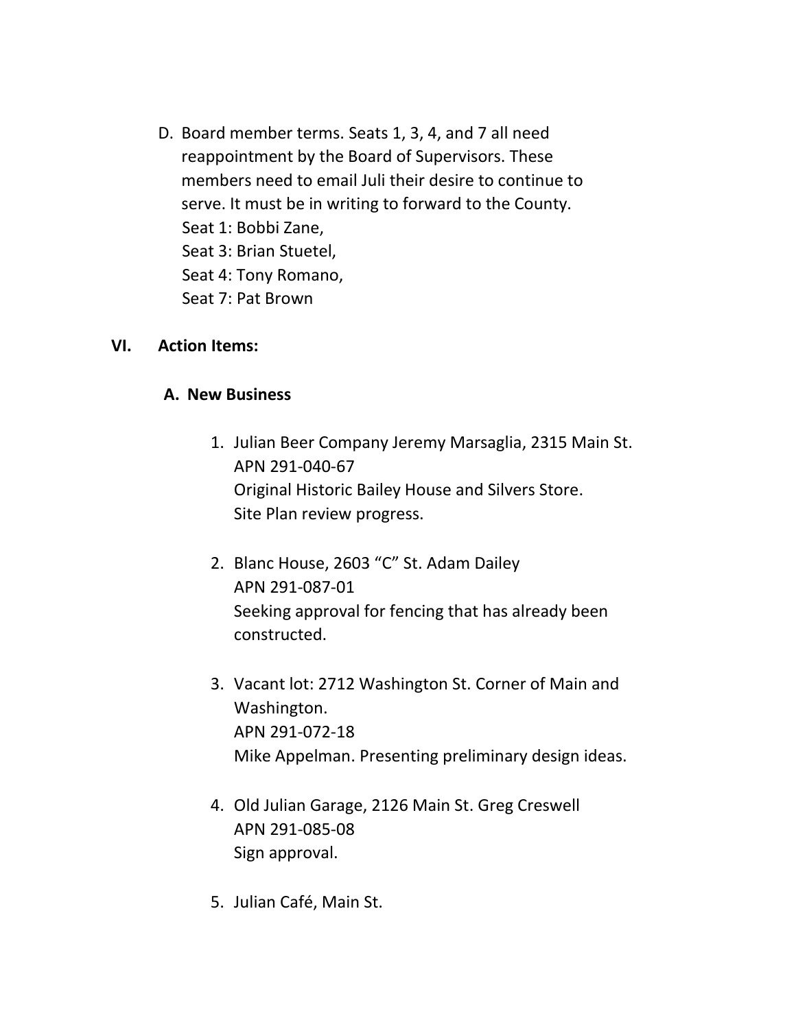D. Board member terms. Seats 1, 3, 4, and 7 all need reappointment by the Board of Supervisors. These members need to email Juli their desire to continue to serve. It must be in writing to forward to the County.
   Seat 1: Bobbi Zane,
   Seat 3: Brian Stuetel,
   Seat 4: Tony Romano,
   Seat 7: Pat Brown

## VI. Action Items:

### A. New Business

1. Julian Beer Company Jeremy Marsaglia, 2315 Main St.
   APN 291-040-67
   Original Historic Bailey House and Silvers Store.
   Site Plan review progress.

2. Blanc House, 2603 "C" St. Adam Dailey
   APN 291-087-01
   Seeking approval for fencing that has already been constructed.

3. Vacant lot: 2712 Washington St. Corner of Main and Washington.
   APN 291-072-18
   Mike Appelman. Presenting preliminary design ideas.

4. Old Julian Garage, 2126 Main St. Greg Creswell
   APN 291-085-08
   Sign approval.

5. Julian Café, Main St.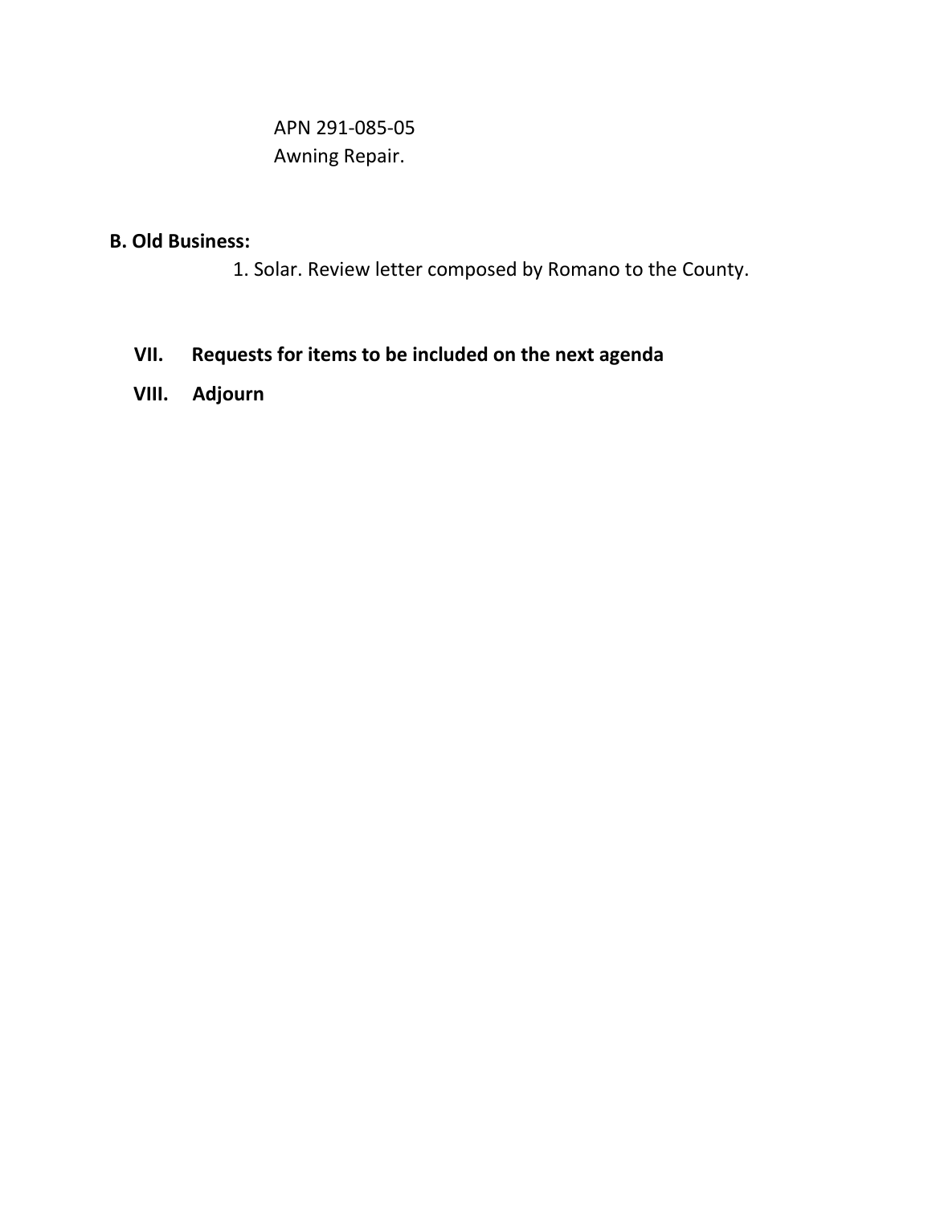APN 291-085-05
Awning Repair.

**B. Old Business:**

1. Solar. Review letter composed by Romano to the County.

**VII. Requests for items to be included on the next agenda**

**VIII. Adjourn**